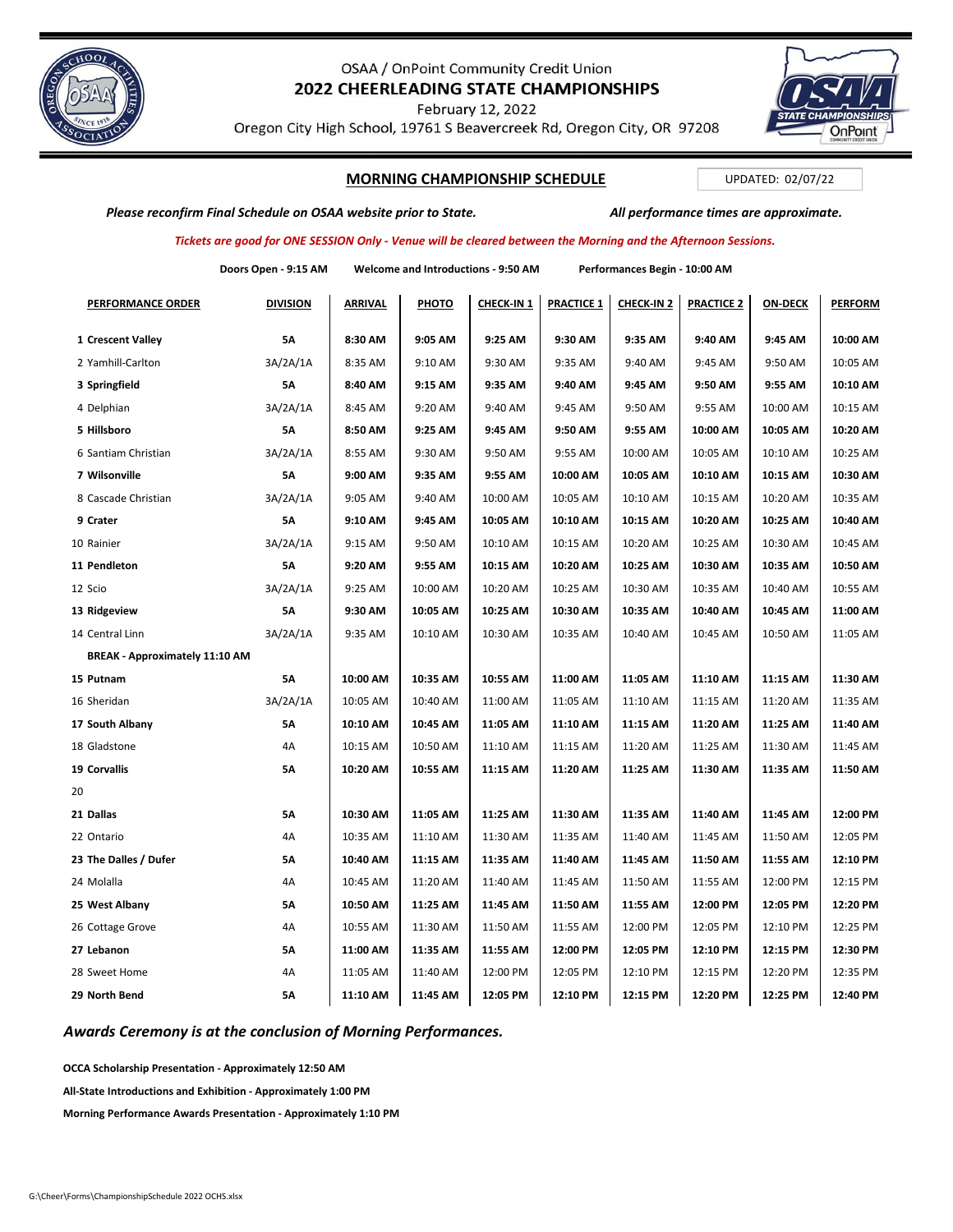OSAA / OnPoint Community Credit Union

# 2022 CHEERLEADING STATE CHAMPIONSHIPS

February 12, 2022

Oregon City High School, 19761 S Beavercreek Rd, Oregon City, OR 97208

## MORNING CHAMPIONSHIP SCHEDULE

UPDATED: 02/07/22

*Please reconfirm Final Schedule on OSAA website prior to State.* *All performance times are approximate.*

*Tickets are good for ONE SESSION Only - Venue will be cleared between the Morning and the Afternoon Sessions.*

**Doors Open - 9:15 AM** **Welcome and Introductions - 9:50 AM** **Performances Begin - 10:00 AM**

| PERFORMANCE ORDER | DIVISION | ARRIVAL | PHOTO | CHECK-IN 1 | PRACTICE 1 | CHECK-IN 2 | PRACTICE 2 | ON-DECK | PERFORM |
|---|---|---|---|---|---|---|---|---|---|
| **1 Crescent Valley** | **5A** | **8:30 AM** | **9:05 AM** | **9:25 AM** | **9:30 AM** | **9:35 AM** | **9:40 AM** | **9:45 AM** | **10:00 AM** |
| 2 Yamhill-Carlton | 3A/2A/1A | 8:35 AM | 9:10 AM | 9:30 AM | 9:35 AM | 9:40 AM | 9:45 AM | 9:50 AM | 10:05 AM |
| **3 Springfield** | **5A** | **8:40 AM** | **9:15 AM** | **9:35 AM** | **9:40 AM** | **9:45 AM** | **9:50 AM** | **9:55 AM** | **10:10 AM** |
| 4 Delphian | 3A/2A/1A | 8:45 AM | 9:20 AM | 9:40 AM | 9:45 AM | 9:50 AM | 9:55 AM | 10:00 AM | 10:15 AM |
| **5 Hillsboro** | **5A** | **8:50 AM** | **9:25 AM** | **9:45 AM** | **9:50 AM** | **9:55 AM** | **10:00 AM** | **10:05 AM** | **10:20 AM** |
| 6 Santiam Christian | 3A/2A/1A | 8:55 AM | 9:30 AM | 9:50 AM | 9:55 AM | 10:00 AM | 10:05 AM | 10:10 AM | 10:25 AM |
| **7 Wilsonville** | **5A** | **9:00 AM** | **9:35 AM** | **9:55 AM** | **10:00 AM** | **10:05 AM** | **10:10 AM** | **10:15 AM** | **10:30 AM** |
| 8 Cascade Christian | 3A/2A/1A | 9:05 AM | 9:40 AM | 10:00 AM | 10:05 AM | 10:10 AM | 10:15 AM | 10:20 AM | 10:35 AM |
| **9 Crater** | **5A** | **9:10 AM** | **9:45 AM** | **10:05 AM** | **10:10 AM** | **10:15 AM** | **10:20 AM** | **10:25 AM** | **10:40 AM** |
| 10 Rainier | 3A/2A/1A | 9:15 AM | 9:50 AM | 10:10 AM | 10:15 AM | 10:20 AM | 10:25 AM | 10:30 AM | 10:45 AM |
| **11 Pendleton** | **5A** | **9:20 AM** | **9:55 AM** | **10:15 AM** | **10:20 AM** | **10:25 AM** | **10:30 AM** | **10:35 AM** | **10:50 AM** |
| 12 Scio | 3A/2A/1A | 9:25 AM | 10:00 AM | 10:20 AM | 10:25 AM | 10:30 AM | 10:35 AM | 10:40 AM | 10:55 AM |
| **13 Ridgeview** | **5A** | **9:30 AM** | **10:05 AM** | **10:25 AM** | **10:30 AM** | **10:35 AM** | **10:40 AM** | **10:45 AM** | **11:00 AM** |
| 14 Central Linn | 3A/2A/1A | 9:35 AM | 10:10 AM | 10:30 AM | 10:35 AM | 10:40 AM | 10:45 AM | 10:50 AM | 11:05 AM |
| **BREAK - Approximately 11:10 AM** | | | | | | | | | |
| **15 Putnam** | **5A** | **10:00 AM** | **10:35 AM** | **10:55 AM** | **11:00 AM** | **11:05 AM** | **11:10 AM** | **11:15 AM** | **11:30 AM** |
| 16 Sheridan | 3A/2A/1A | 10:05 AM | 10:40 AM | 11:00 AM | 11:05 AM | 11:10 AM | 11:15 AM | 11:20 AM | 11:35 AM |
| **17 South Albany** | **5A** | **10:10 AM** | **10:45 AM** | **11:05 AM** | **11:10 AM** | **11:15 AM** | **11:20 AM** | **11:25 AM** | **11:40 AM** |
| 18 Gladstone | 4A | 10:15 AM | 10:50 AM | 11:10 AM | 11:15 AM | 11:20 AM | 11:25 AM | 11:30 AM | 11:45 AM |
| **19 Corvallis** | **5A** | **10:20 AM** | **10:55 AM** | **11:15 AM** | **11:20 AM** | **11:25 AM** | **11:30 AM** | **11:35 AM** | **11:50 AM** |
| 20 | | | | | | | | | |
| **21 Dallas** | **5A** | **10:30 AM** | **11:05 AM** | **11:25 AM** | **11:30 AM** | **11:35 AM** | **11:40 AM** | **11:45 AM** | **12:00 PM** |
| 22 Ontario | 4A | 10:35 AM | 11:10 AM | 11:30 AM | 11:35 AM | 11:40 AM | 11:45 AM | 11:50 AM | 12:05 PM |
| **23 The Dalles / Dufer** | **5A** | **10:40 AM** | **11:15 AM** | **11:35 AM** | **11:40 AM** | **11:45 AM** | **11:50 AM** | **11:55 AM** | **12:10 PM** |
| 24 Molalla | 4A | 10:45 AM | 11:20 AM | 11:40 AM | 11:45 AM | 11:50 AM | 11:55 AM | 12:00 PM | 12:15 PM |
| **25 West Albany** | **5A** | **10:50 AM** | **11:25 AM** | **11:45 AM** | **11:50 AM** | **11:55 AM** | **12:00 PM** | **12:05 PM** | **12:20 PM** |
| 26 Cottage Grove | 4A | 10:55 AM | 11:30 AM | 11:50 AM | 11:55 AM | 12:00 PM | 12:05 PM | 12:10 PM | 12:25 PM |
| **27 Lebanon** | **5A** | **11:00 AM** | **11:35 AM** | **11:55 AM** | **12:00 PM** | **12:05 PM** | **12:10 PM** | **12:15 PM** | **12:30 PM** |
| 28 Sweet Home | 4A | 11:05 AM | 11:40 AM | 12:00 PM | 12:05 PM | 12:10 PM | 12:15 PM | 12:20 PM | 12:35 PM |
| **29 North Bend** | **5A** | **11:10 AM** | **11:45 AM** | **12:05 PM** | **12:10 PM** | **12:15 PM** | **12:20 PM** | **12:25 PM** | **12:40 PM** |

*Awards Ceremony is at the conclusion of Morning Performances.*

**OCCA Scholarship Presentation - Approximately 12:50 AM**

**All-State Introductions and Exhibition - Approximately 1:00 PM**

**Morning Performance Awards Presentation - Approximately 1:10 PM**

G:\Cheer\Forms\ChampionshipSchedule 2022 OCHS.xlsx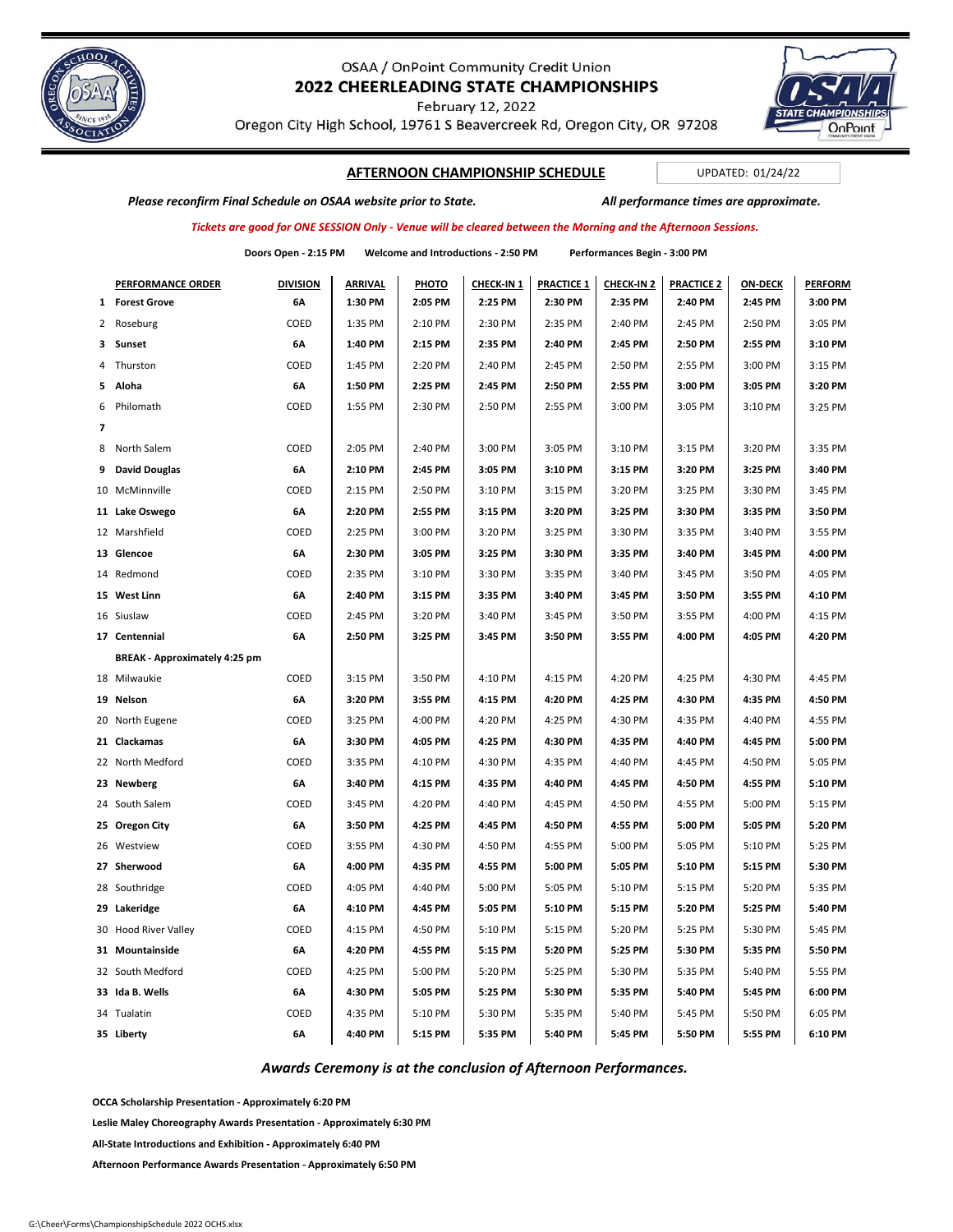OSAA / OnPoint Community Credit Union

# 2022 CHEERLEADING STATE CHAMPIONSHIPS

February 12, 2022

Oregon City High School, 19761 S Beavercreek Rd, Oregon City, OR 97208

## AFTERNOON CHAMPIONSHIP SCHEDULE

UPDATED: 01/24/22

***Please reconfirm Final Schedule on OSAA website prior to State.*** ***All performance times are approximate.***

***Tickets are good for ONE SESSION Only - Venue will be cleared between the Morning and the Afternoon Sessions.***

**Doors Open - 2:15 PM** **Welcome and Introductions - 2:50 PM** **Performances Begin - 3:00 PM**

| | PERFORMANCE ORDER | DIVISION | ARRIVAL | PHOTO | CHECK-IN 1 | PRACTICE 1 | CHECK-IN 2 | PRACTICE 2 | ON-DECK | PERFORM |
|---|---|---|---|---|---|---|---|---|---|---|
| **1** | **Forest Grove** | **6A** | **1:30 PM** | **2:05 PM** | **2:25 PM** | **2:30 PM** | **2:35 PM** | **2:40 PM** | **2:45 PM** | **3:00 PM** |
| 2 | Roseburg | COED | 1:35 PM | 2:10 PM | 2:30 PM | 2:35 PM | 2:40 PM | 2:45 PM | 2:50 PM | 3:05 PM |
| **3** | **Sunset** | **6A** | **1:40 PM** | **2:15 PM** | **2:35 PM** | **2:40 PM** | **2:45 PM** | **2:50 PM** | **2:55 PM** | **3:10 PM** |
| 4 | Thurston | COED | 1:45 PM | 2:20 PM | 2:40 PM | 2:45 PM | 2:50 PM | 2:55 PM | 3:00 PM | 3:15 PM |
| **5** | **Aloha** | **6A** | **1:50 PM** | **2:25 PM** | **2:45 PM** | **2:50 PM** | **2:55 PM** | **3:00 PM** | **3:05 PM** | **3:20 PM** |
| 6 | Philomath | COED | 1:55 PM | 2:30 PM | 2:50 PM | 2:55 PM | 3:00 PM | 3:05 PM | 3:10 PM | 3:25 PM |
| **7** | | | | | | | | | | |
| 8 | North Salem | COED | 2:05 PM | 2:40 PM | 3:00 PM | 3:05 PM | 3:10 PM | 3:15 PM | 3:20 PM | 3:35 PM |
| **9** | **David Douglas** | **6A** | **2:10 PM** | **2:45 PM** | **3:05 PM** | **3:10 PM** | **3:15 PM** | **3:20 PM** | **3:25 PM** | **3:40 PM** |
| 10 | McMinnville | COED | 2:15 PM | 2:50 PM | 3:10 PM | 3:15 PM | 3:20 PM | 3:25 PM | 3:30 PM | 3:45 PM |
| **11** | **Lake Oswego** | **6A** | **2:20 PM** | **2:55 PM** | **3:15 PM** | **3:20 PM** | **3:25 PM** | **3:30 PM** | **3:35 PM** | **3:50 PM** |
| 12 | Marshfield | COED | 2:25 PM | 3:00 PM | 3:20 PM | 3:25 PM | 3:30 PM | 3:35 PM | 3:40 PM | 3:55 PM |
| **13** | **Glencoe** | **6A** | **2:30 PM** | **3:05 PM** | **3:25 PM** | **3:30 PM** | **3:35 PM** | **3:40 PM** | **3:45 PM** | **4:00 PM** |
| 14 | Redmond | COED | 2:35 PM | 3:10 PM | 3:30 PM | 3:35 PM | 3:40 PM | 3:45 PM | 3:50 PM | 4:05 PM |
| **15** | **West Linn** | **6A** | **2:40 PM** | **3:15 PM** | **3:35 PM** | **3:40 PM** | **3:45 PM** | **3:50 PM** | **3:55 PM** | **4:10 PM** |
| 16 | Siuslaw | COED | 2:45 PM | 3:20 PM | 3:40 PM | 3:45 PM | 3:50 PM | 3:55 PM | 4:00 PM | 4:15 PM |
| **17** | **Centennial** | **6A** | **2:50 PM** | **3:25 PM** | **3:45 PM** | **3:50 PM** | **3:55 PM** | **4:00 PM** | **4:05 PM** | **4:20 PM** |
| | **BREAK - Approximately 4:25 pm** | | | | | | | | | |
| 18 | Milwaukie | COED | 3:15 PM | 3:50 PM | 4:10 PM | 4:15 PM | 4:20 PM | 4:25 PM | 4:30 PM | 4:45 PM |
| **19** | **Nelson** | **6A** | **3:20 PM** | **3:55 PM** | **4:15 PM** | **4:20 PM** | **4:25 PM** | **4:30 PM** | **4:35 PM** | **4:50 PM** |
| 20 | North Eugene | COED | 3:25 PM | 4:00 PM | 4:20 PM | 4:25 PM | 4:30 PM | 4:35 PM | 4:40 PM | 4:55 PM |
| **21** | **Clackamas** | **6A** | **3:30 PM** | **4:05 PM** | **4:25 PM** | **4:30 PM** | **4:35 PM** | **4:40 PM** | **4:45 PM** | **5:00 PM** |
| 22 | North Medford | COED | 3:35 PM | 4:10 PM | 4:30 PM | 4:35 PM | 4:40 PM | 4:45 PM | 4:50 PM | 5:05 PM |
| **23** | **Newberg** | **6A** | **3:40 PM** | **4:15 PM** | **4:35 PM** | **4:40 PM** | **4:45 PM** | **4:50 PM** | **4:55 PM** | **5:10 PM** |
| 24 | South Salem | COED | 3:45 PM | 4:20 PM | 4:40 PM | 4:45 PM | 4:50 PM | 4:55 PM | 5:00 PM | 5:15 PM |
| **25** | **Oregon City** | **6A** | **3:50 PM** | **4:25 PM** | **4:45 PM** | **4:50 PM** | **4:55 PM** | **5:00 PM** | **5:05 PM** | **5:20 PM** |
| 26 | Westview | COED | 3:55 PM | 4:30 PM | 4:50 PM | 4:55 PM | 5:00 PM | 5:05 PM | 5:10 PM | 5:25 PM |
| **27** | **Sherwood** | **6A** | **4:00 PM** | **4:35 PM** | **4:55 PM** | **5:00 PM** | **5:05 PM** | **5:10 PM** | **5:15 PM** | **5:30 PM** |
| 28 | Southridge | COED | 4:05 PM | 4:40 PM | 5:00 PM | 5:05 PM | 5:10 PM | 5:15 PM | 5:20 PM | 5:35 PM |
| **29** | **Lakeridge** | **6A** | **4:10 PM** | **4:45 PM** | **5:05 PM** | **5:10 PM** | **5:15 PM** | **5:20 PM** | **5:25 PM** | **5:40 PM** |
| 30 | Hood River Valley | COED | 4:15 PM | 4:50 PM | 5:10 PM | 5:15 PM | 5:20 PM | 5:25 PM | 5:30 PM | 5:45 PM |
| **31** | **Mountainside** | **6A** | **4:20 PM** | **4:55 PM** | **5:15 PM** | **5:20 PM** | **5:25 PM** | **5:30 PM** | **5:35 PM** | **5:50 PM** |
| 32 | South Medford | COED | 4:25 PM | 5:00 PM | 5:20 PM | 5:25 PM | 5:30 PM | 5:35 PM | 5:40 PM | 5:55 PM |
| **33** | **Ida B. Wells** | **6A** | **4:30 PM** | **5:05 PM** | **5:25 PM** | **5:30 PM** | **5:35 PM** | **5:40 PM** | **5:45 PM** | **6:00 PM** |
| 34 | Tualatin | COED | 4:35 PM | 5:10 PM | 5:30 PM | 5:35 PM | 5:40 PM | 5:45 PM | 5:50 PM | 6:05 PM |
| **35** | **Liberty** | **6A** | **4:40 PM** | **5:15 PM** | **5:35 PM** | **5:40 PM** | **5:45 PM** | **5:50 PM** | **5:55 PM** | **6:10 PM** |

***Awards Ceremony is at the conclusion of Afternoon Performances.***

**OCCA Scholarship Presentation - Approximately 6:20 PM**

**Leslie Maley Choreography Awards Presentation - Approximately 6:30 PM**

**All-State Introductions and Exhibition - Approximately 6:40 PM**

**Afternoon Performance Awards Presentation - Approximately 6:50 PM**

G:\Cheer\Forms\ChampionshipSchedule 2022 OCHS.xlsx